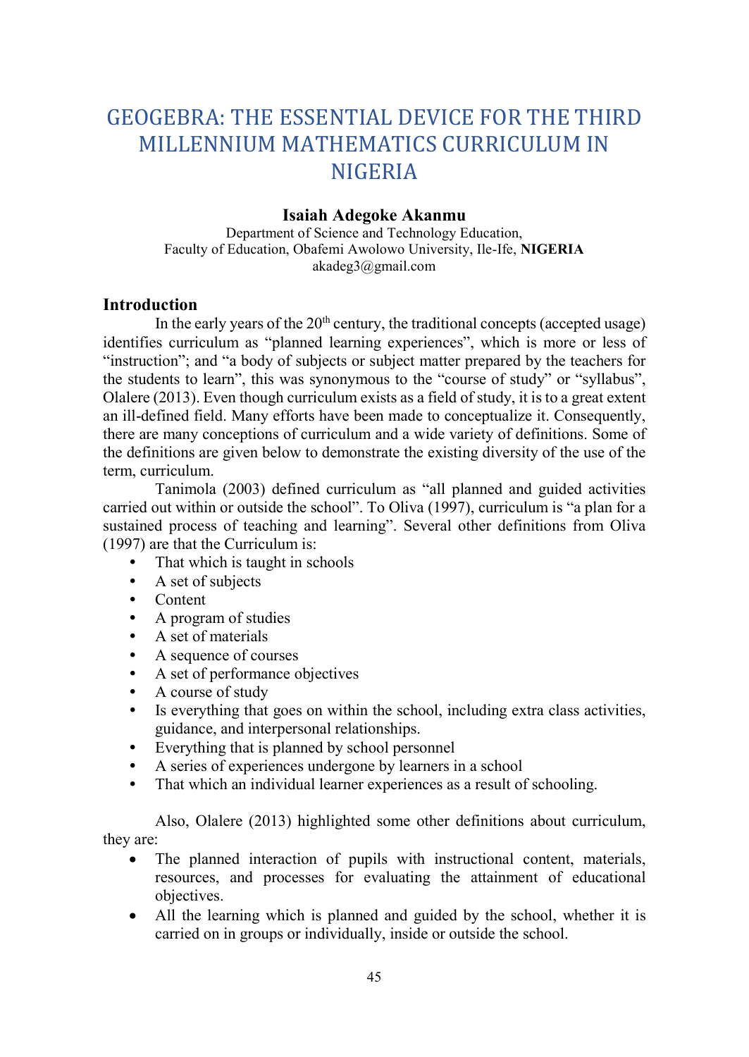# GEOGEBRA: THE ESSENTIAL DEVICE FOR THE THIRD MILLENNIUM MATHEMATICS CURRICULUM IN NIGERIA

**Isaiah Adegoke Akanmu**

Department of Science and Technology Education,
Faculty of Education, Obafemi Awolowo University, Ile-Ife, **NIGERIA**
akadeg3@gmail.com

## Introduction

In the early years of the 20th century, the traditional concepts (accepted usage) identifies curriculum as "planned learning experiences", which is more or less of "instruction"; and "a body of subjects or subject matter prepared by the teachers for the students to learn", this was synonymous to the "course of study" or "syllabus", Olalere (2013). Even though curriculum exists as a field of study, it is to a great extent an ill-defined field. Many efforts have been made to conceptualize it. Consequently, there are many conceptions of curriculum and a wide variety of definitions. Some of the definitions are given below to demonstrate the existing diversity of the use of the term, curriculum.

Tanimola (2003) defined curriculum as "all planned and guided activities carried out within or outside the school". To Oliva (1997), curriculum is "a plan for a sustained process of teaching and learning". Several other definitions from Oliva (1997) are that the Curriculum is:

- That which is taught in schools
- A set of subjects
- Content
- A program of studies
- A set of materials
- A sequence of courses
- A set of performance objectives
- A course of study
- Is everything that goes on within the school, including extra class activities, guidance, and interpersonal relationships.
- Everything that is planned by school personnel
- A series of experiences undergone by learners in a school
- That which an individual learner experiences as a result of schooling.

Also, Olalere (2013) highlighted some other definitions about curriculum, they are:

- The planned interaction of pupils with instructional content, materials, resources, and processes for evaluating the attainment of educational objectives.
- All the learning which is planned and guided by the school, whether it is carried on in groups or individually, inside or outside the school.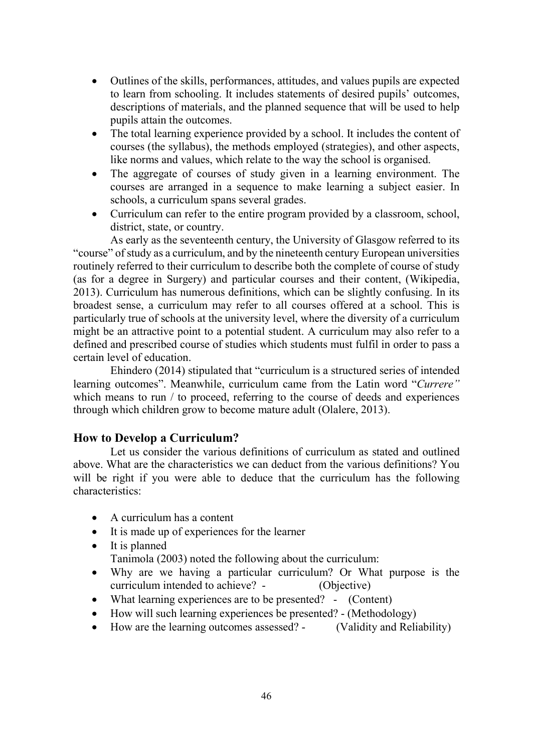- Outlines of the skills, performances, attitudes, and values pupils are expected to learn from schooling. It includes statements of desired pupils' outcomes, descriptions of materials, and the planned sequence that will be used to help pupils attain the outcomes.
- The total learning experience provided by a school. It includes the content of courses (the syllabus), the methods employed (strategies), and other aspects, like norms and values, which relate to the way the school is organised.
- The aggregate of courses of study given in a learning environment. The courses are arranged in a sequence to make learning a subject easier. In schools, a curriculum spans several grades.
- Curriculum can refer to the entire program provided by a classroom, school, district, state, or country.

As early as the seventeenth century, the University of Glasgow referred to its "course" of study as a curriculum, and by the nineteenth century European universities routinely referred to their curriculum to describe both the complete of course of study (as for a degree in Surgery) and particular courses and their content, (Wikipedia, 2013). Curriculum has numerous definitions, which can be slightly confusing. In its broadest sense, a curriculum may refer to all courses offered at a school. This is particularly true of schools at the university level, where the diversity of a curriculum might be an attractive point to a potential student. A curriculum may also refer to a defined and prescribed course of studies which students must fulfil in order to pass a certain level of education.

Ehindero (2014) stipulated that "curriculum is a structured series of intended learning outcomes". Meanwhile, curriculum came from the Latin word "*Currere"* which means to run / to proceed, referring to the course of deeds and experiences through which children grow to become mature adult (Olalere, 2013).

## How to Develop a Curriculum?

Let us consider the various definitions of curriculum as stated and outlined above. What are the characteristics we can deduct from the various definitions? You will be right if you were able to deduce that the curriculum has the following characteristics:

- A curriculum has a content
- It is made up of experiences for the learner
- It is planned

Tanimola (2003) noted the following about the curriculum:

- Why are we having a particular curriculum? Or What purpose is the curriculum intended to achieve? - (Objective)
- What learning experiences are to be presented? - (Content)
- How will such learning experiences be presented? - (Methodology)
- How are the learning outcomes assessed? - (Validity and Reliability)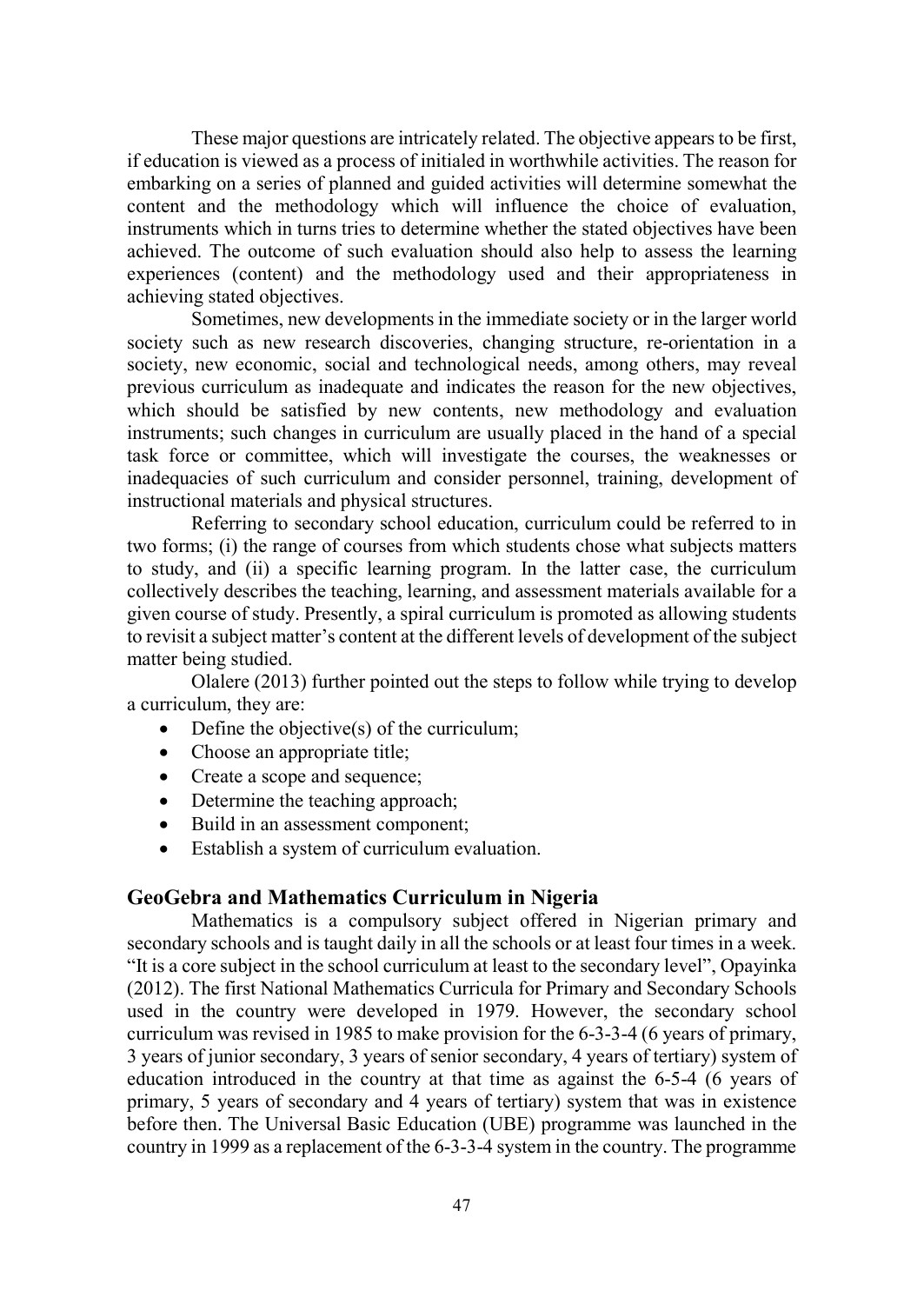These major questions are intricately related. The objective appears to be first, if education is viewed as a process of initialed in worthwhile activities. The reason for embarking on a series of planned and guided activities will determine somewhat the content and the methodology which will influence the choice of evaluation, instruments which in turns tries to determine whether the stated objectives have been achieved. The outcome of such evaluation should also help to assess the learning experiences (content) and the methodology used and their appropriateness in achieving stated objectives.

Sometimes, new developments in the immediate society or in the larger world society such as new research discoveries, changing structure, re-orientation in a society, new economic, social and technological needs, among others, may reveal previous curriculum as inadequate and indicates the reason for the new objectives, which should be satisfied by new contents, new methodology and evaluation instruments; such changes in curriculum are usually placed in the hand of a special task force or committee, which will investigate the courses, the weaknesses or inadequacies of such curriculum and consider personnel, training, development of instructional materials and physical structures.

Referring to secondary school education, curriculum could be referred to in two forms; (i) the range of courses from which students chose what subjects matters to study, and (ii) a specific learning program. In the latter case, the curriculum collectively describes the teaching, learning, and assessment materials available for a given course of study. Presently, a spiral curriculum is promoted as allowing students to revisit a subject matter's content at the different levels of development of the subject matter being studied.

Olalere (2013) further pointed out the steps to follow while trying to develop a curriculum, they are:

- Define the objective(s) of the curriculum;
- Choose an appropriate title;
- Create a scope and sequence;
- Determine the teaching approach;
- Build in an assessment component;
- Establish a system of curriculum evaluation.

## GeoGebra and Mathematics Curriculum in Nigeria

Mathematics is a compulsory subject offered in Nigerian primary and secondary schools and is taught daily in all the schools or at least four times in a week. "It is a core subject in the school curriculum at least to the secondary level", Opayinka (2012). The first National Mathematics Curricula for Primary and Secondary Schools used in the country were developed in 1979. However, the secondary school curriculum was revised in 1985 to make provision for the 6-3-3-4 (6 years of primary, 3 years of junior secondary, 3 years of senior secondary, 4 years of tertiary) system of education introduced in the country at that time as against the 6-5-4 (6 years of primary, 5 years of secondary and 4 years of tertiary) system that was in existence before then. The Universal Basic Education (UBE) programme was launched in the country in 1999 as a replacement of the 6-3-3-4 system in the country. The programme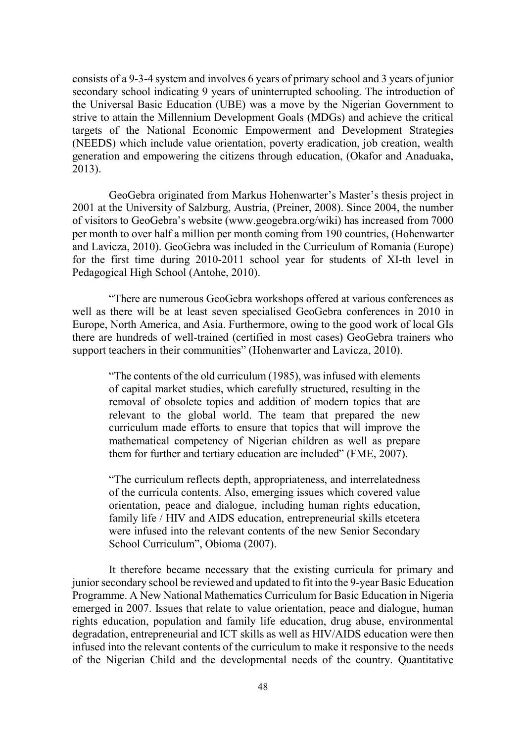consists of a 9-3-4 system and involves 6 years of primary school and 3 years of junior secondary school indicating 9 years of uninterrupted schooling. The introduction of the Universal Basic Education (UBE) was a move by the Nigerian Government to strive to attain the Millennium Development Goals (MDGs) and achieve the critical targets of the National Economic Empowerment and Development Strategies (NEEDS) which include value orientation, poverty eradication, job creation, wealth generation and empowering the citizens through education, (Okafor and Anaduaka, 2013).

GeoGebra originated from Markus Hohenwarter's Master's thesis project in 2001 at the University of Salzburg, Austria, (Preiner, 2008). Since 2004, the number of visitors to GeoGebra's website (www.geogebra.org/wiki) has increased from 7000 per month to over half a million per month coming from 190 countries, (Hohenwarter and Lavicza, 2010). GeoGebra was included in the Curriculum of Romania (Europe) for the first time during 2010-2011 school year for students of XI-th level in Pedagogical High School (Antohe, 2010).

"There are numerous GeoGebra workshops offered at various conferences as well as there will be at least seven specialised GeoGebra conferences in 2010 in Europe, North America, and Asia. Furthermore, owing to the good work of local GIs there are hundreds of well-trained (certified in most cases) GeoGebra trainers who support teachers in their communities" (Hohenwarter and Lavicza, 2010).

> "The contents of the old curriculum (1985), was infused with elements of capital market studies, which carefully structured, resulting in the removal of obsolete topics and addition of modern topics that are relevant to the global world. The team that prepared the new curriculum made efforts to ensure that topics that will improve the mathematical competency of Nigerian children as well as prepare them for further and tertiary education are included" (FME, 2007).

> "The curriculum reflects depth, appropriateness, and interrelatedness of the curricula contents. Also, emerging issues which covered value orientation, peace and dialogue, including human rights education, family life / HIV and AIDS education, entrepreneurial skills etcetera were infused into the relevant contents of the new Senior Secondary School Curriculum", Obioma (2007).

It therefore became necessary that the existing curricula for primary and junior secondary school be reviewed and updated to fit into the 9-year Basic Education Programme. A New National Mathematics Curriculum for Basic Education in Nigeria emerged in 2007. Issues that relate to value orientation, peace and dialogue, human rights education, population and family life education, drug abuse, environmental degradation, entrepreneurial and ICT skills as well as HIV/AIDS education were then infused into the relevant contents of the curriculum to make it responsive to the needs of the Nigerian Child and the developmental needs of the country. Quantitative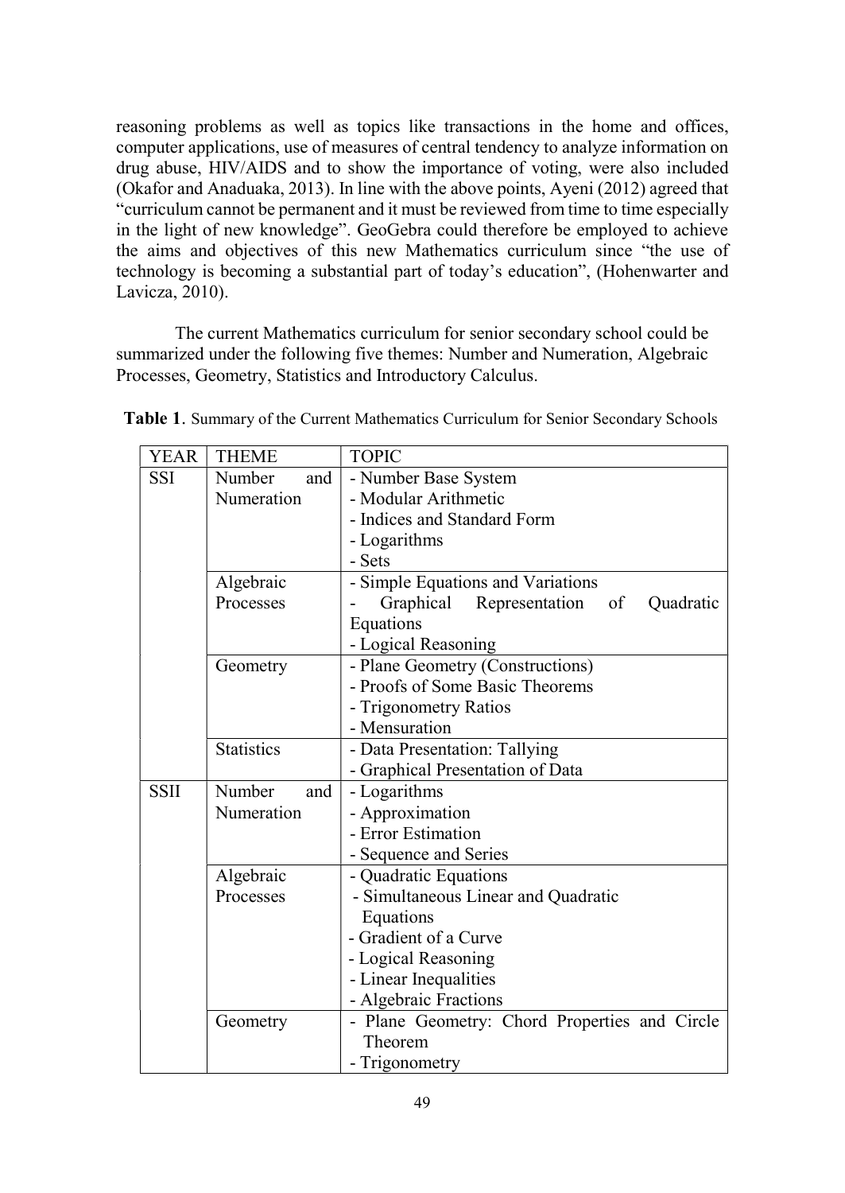reasoning problems as well as topics like transactions in the home and offices, computer applications, use of measures of central tendency to analyze information on drug abuse, HIV/AIDS and to show the importance of voting, were also included (Okafor and Anaduaka, 2013). In line with the above points, Ayeni (2012) agreed that "curriculum cannot be permanent and it must be reviewed from time to time especially in the light of new knowledge". GeoGebra could therefore be employed to achieve the aims and objectives of this new Mathematics curriculum since "the use of technology is becoming a substantial part of today's education", (Hohenwarter and Lavicza, 2010).

The current Mathematics curriculum for senior secondary school could be summarized under the following five themes: Number and Numeration, Algebraic Processes, Geometry, Statistics and Introductory Calculus.

**Table 1**. Summary of the Current Mathematics Curriculum for Senior Secondary Schools

| YEAR | THEME | TOPIC |
|---|---|---|
| SSI | Number and Numeration | - Number Base System<br>- Modular Arithmetic<br>- Indices and Standard Form<br>- Logarithms<br>- Sets |
| | Algebraic Processes | - Simple Equations and Variations<br>- Graphical Representation of Quadratic Equations<br>- Logical Reasoning |
| | Geometry | - Plane Geometry (Constructions)<br>- Proofs of Some Basic Theorems<br>- Trigonometry Ratios<br>- Mensuration |
| | Statistics | - Data Presentation: Tallying<br>- Graphical Presentation of Data |
| SSII | Number and Numeration | - Logarithms<br>- Approximation<br>- Error Estimation<br>- Sequence and Series |
| | Algebraic Processes | - Quadratic Equations<br>- Simultaneous Linear and Quadratic Equations<br>- Gradient of a Curve<br>- Logical Reasoning<br>- Linear Inequalities<br>- Algebraic Fractions |
| | Geometry | - Plane Geometry: Chord Properties and Circle Theorem<br>- Trigonometry |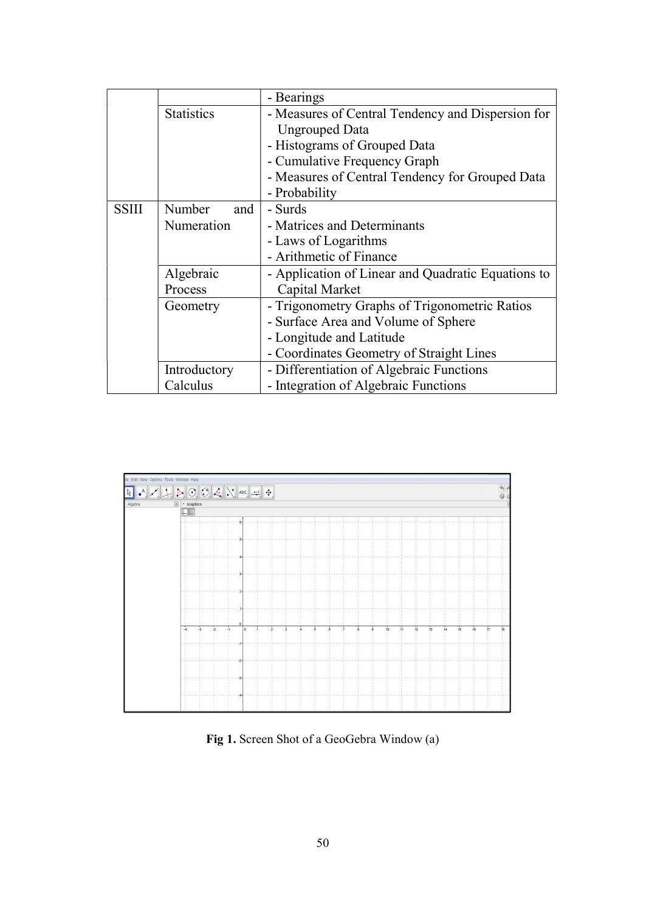| | | - Bearings |
|---|---|---|
| | Statistics | - Measures of Central Tendency and Dispersion for Ungrouped Data<br>- Histograms of Grouped Data<br>- Cumulative Frequency Graph<br>- Measures of Central Tendency for Grouped Data<br>- Probability |
| SSIII | Number and Numeration | - Surds<br>- Matrices and Determinants<br>- Laws of Logarithms<br>- Arithmetic of Finance |
| | Algebraic Process | - Application of Linear and Quadratic Equations to Capital Market |
| | Geometry | - Trigonometry Graphs of Trigonometric Ratios<br>- Surface Area and Volume of Sphere<br>- Longitude and Latitude<br>- Coordinates Geometry of Straight Lines |
| | Introductory Calculus | - Differentiation of Algebraic Functions<br>- Integration of Algebraic Functions |

**Fig 1.** Screen Shot of a GeoGebra Window (a)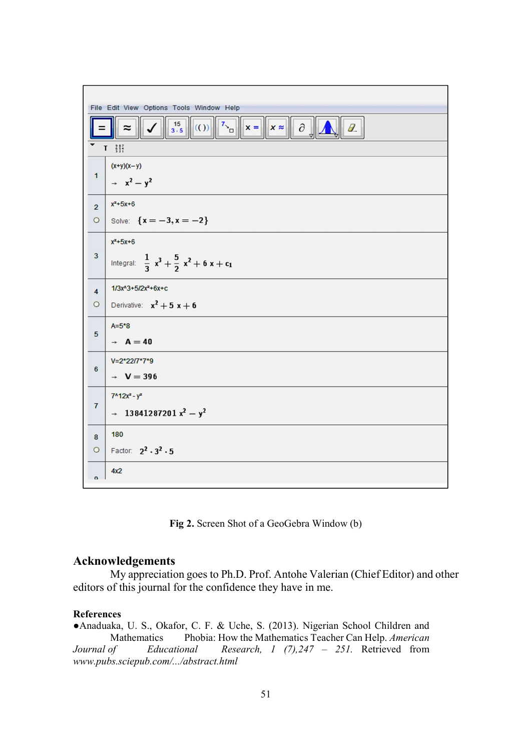Fig 2. Screen Shot of a GeoGebra Window (b)

## Acknowledgements

My appreciation goes to Ph.D. Prof. Antohe Valerian (Chief Editor) and other editors of this journal for the confidence they have in me.

**References**

- Anaduaka, U. S., Okafor, C. F. & Uche, S. (2013). Nigerian School Children and Mathematics Phobia: How the Mathematics Teacher Can Help. *American Journal of Educational Research, 1 (7),247 – 251.* Retrieved from *www.pubs.sciepub.com/.../abstract.html*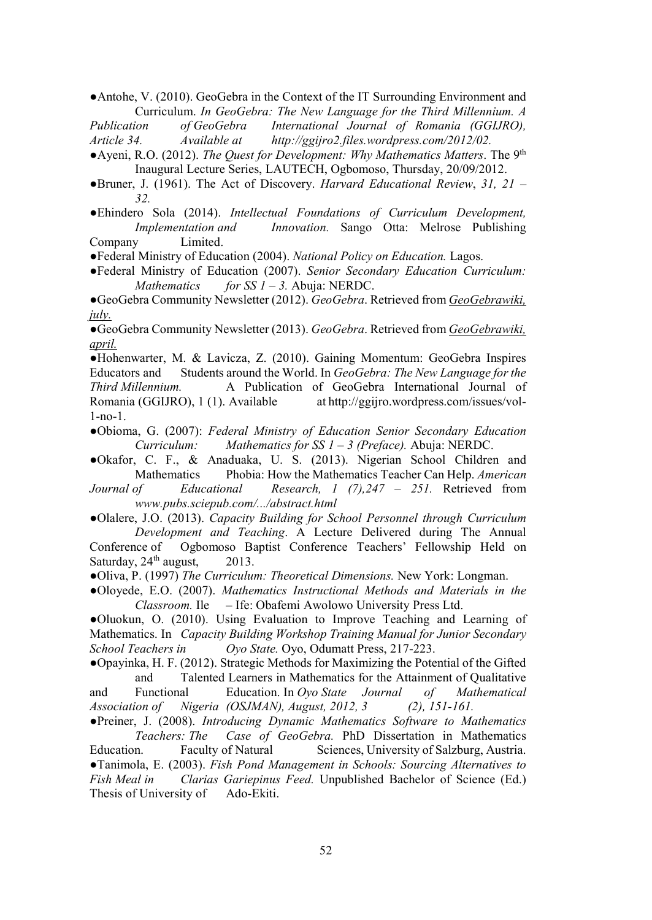- Antohe, V. (2010). GeoGebra in the Context of the IT Surrounding Environment and Curriculum. *In GeoGebra: The New Language for the Third Millennium. A Publication of GeoGebra International Journal of Romania (GGIJRO), Article 34. Available at http://ggijro2.files.wordpress.com/2012/02.*
- Ayeni, R.O. (2012). *The Quest for Development: Why Mathematics Matters*. The 9th Inaugural Lecture Series, LAUTECH, Ogbomoso, Thursday, 20/09/2012.
- Bruner, J. (1961). The Act of Discovery. *Harvard Educational Review*, *31, 21 – 32.*
- Ehindero Sola (2014). *Intellectual Foundations of Curriculum Development, Implementation and Innovation.* Sango Otta: Melrose Publishing Company Limited.
- Federal Ministry of Education (2004). *National Policy on Education.* Lagos.
- Federal Ministry of Education (2007). *Senior Secondary Education Curriculum: Mathematics for SS 1 – 3.* Abuja: NERDC.
- GeoGebra Community Newsletter (2012). *GeoGebra*. Retrieved from *GeoGebrawiki, july.*
- GeoGebra Community Newsletter (2013). *GeoGebra*. Retrieved from *GeoGebrawiki, april.*
- Hohenwarter, M. & Lavicza, Z. (2010). Gaining Momentum: GeoGebra Inspires Educators and Students around the World. In *GeoGebra: The New Language for the Third Millennium.* A Publication of GeoGebra International Journal of Romania (GGIJRO), 1 (1). Available at http://ggijro.wordpress.com/issues/vol-1-no-1.
- Obioma, G. (2007): *Federal Ministry of Education Senior Secondary Education Curriculum: Mathematics for SS 1 – 3 (Preface).* Abuja: NERDC.
- Okafor, C. F., & Anaduaka, U. S. (2013). Nigerian School Children and Mathematics Phobia: How the Mathematics Teacher Can Help. *American Journal of Educational Research, 1 (7),247 – 251.* Retrieved from *www.pubs.sciepub.com/.../abstract.html*
- Olalere, J.O. (2013). *Capacity Building for School Personnel through Curriculum Development and Teaching*. A Lecture Delivered during The Annual Conference of Ogbomoso Baptist Conference Teachers' Fellowship Held on Saturday, 24th august, 2013.
- Oliva, P. (1997) *The Curriculum: Theoretical Dimensions.* New York: Longman.
- Oloyede, E.O. (2007). *Mathematics Instructional Methods and Materials in the Classroom.* Ile – Ife: Obafemi Awolowo University Press Ltd.
- Oluokun, O. (2010). Using Evaluation to Improve Teaching and Learning of Mathematics. In *Capacity Building Workshop Training Manual for Junior Secondary School Teachers in Oyo State.* Oyo, Odumatt Press, 217-223.
- Opayinka, H. F. (2012). Strategic Methods for Maximizing the Potential of the Gifted and Talented Learners in Mathematics for the Attainment of Qualitative and Functional Education. In *Oyo State Journal of Mathematical Association of Nigeria (OSJMAN), August, 2012, 3 (2), 151-161.*
- Preiner, J. (2008). *Introducing Dynamic Mathematics Software to Mathematics Teachers: The Case of GeoGebra.* PhD Dissertation in Mathematics Education. Faculty of Natural Sciences, University of Salzburg, Austria.
- Tanimola, E. (2003). *Fish Pond Management in Schools: Sourcing Alternatives to Fish Meal in Clarias Gariepinus Feed.* Unpublished Bachelor of Science (Ed.) Thesis of University of Ado-Ekiti.